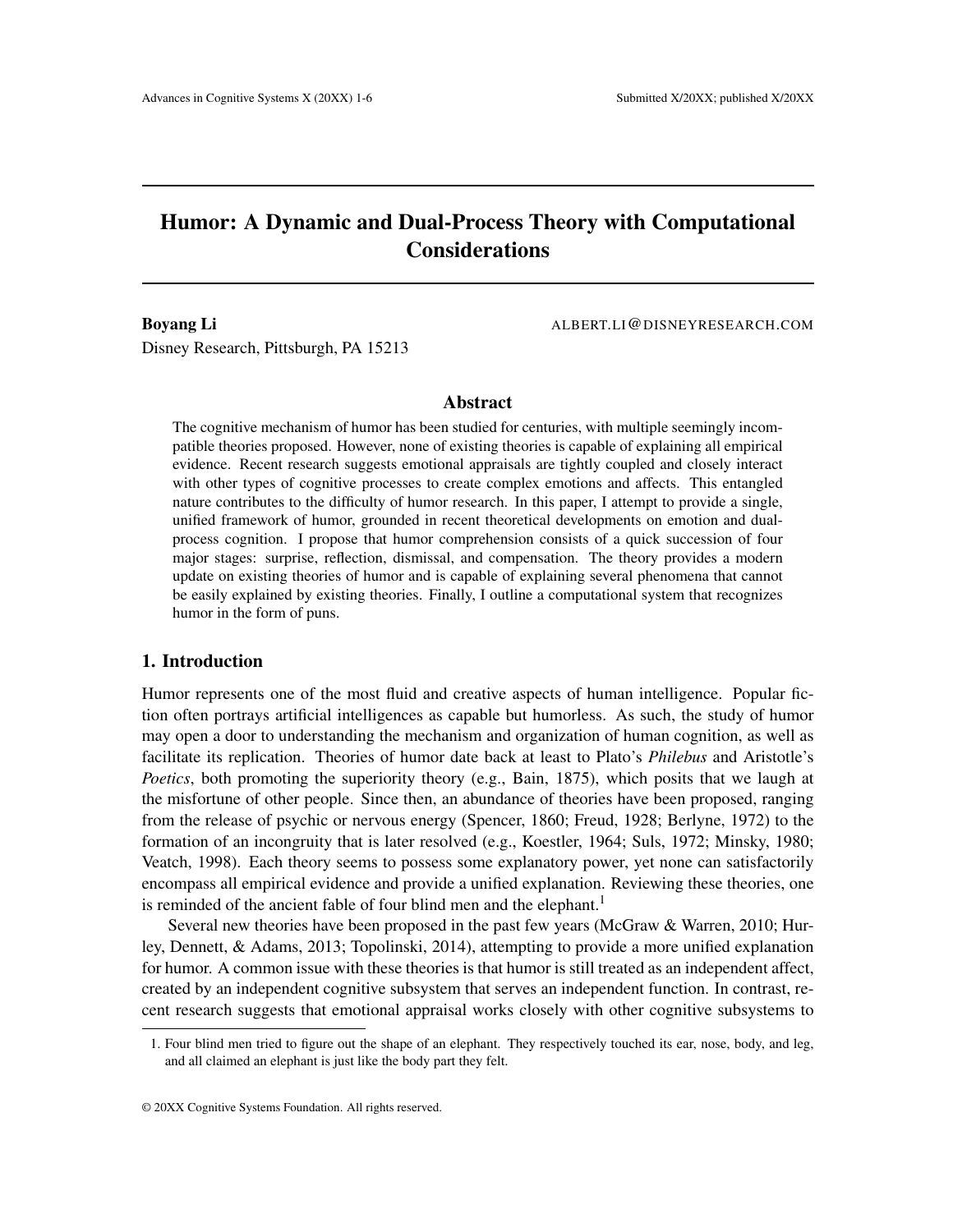# Humor: A Dynamic and Dual-Process Theory with Computational Considerations

**Boyang Li** ALBERT.LI@DISNEYRESEARCH.COM
Disney Research, Pittsburgh, PA 15213

## Abstract

The cognitive mechanism of humor has been studied for centuries, with multiple seemingly incompatible theories proposed. However, none of existing theories is capable of explaining all empirical evidence. Recent research suggests emotional appraisals are tightly coupled and closely interact with other types of cognitive processes to create complex emotions and affects. This entangled nature contributes to the difficulty of humor research. In this paper, I attempt to provide a single, unified framework of humor, grounded in recent theoretical developments on emotion and dual-process cognition. I propose that humor comprehension consists of a quick succession of four major stages: surprise, reflection, dismissal, and compensation. The theory provides a modern update on existing theories of humor and is capable of explaining several phenomena that cannot be easily explained by existing theories. Finally, I outline a computational system that recognizes humor in the form of puns.

## 1. Introduction

Humor represents one of the most fluid and creative aspects of human intelligence. Popular fiction often portrays artificial intelligences as capable but humorless. As such, the study of humor may open a door to understanding the mechanism and organization of human cognition, as well as facilitate its replication. Theories of humor date back at least to Plato's *Philebus* and Aristotle's *Poetics*, both promoting the superiority theory (e.g., Bain, 1875), which posits that we laugh at the misfortune of other people. Since then, an abundance of theories have been proposed, ranging from the release of psychic or nervous energy (Spencer, 1860; Freud, 1928; Berlyne, 1972) to the formation of an incongruity that is later resolved (e.g., Koestler, 1964; Suls, 1972; Minsky, 1980; Veatch, 1998). Each theory seems to possess some explanatory power, yet none can satisfactorily encompass all empirical evidence and provide a unified explanation. Reviewing these theories, one is reminded of the ancient fable of four blind men and the elephant.[1]

Several new theories have been proposed in the past few years (McGraw & Warren, 2010; Hurley, Dennett, & Adams, 2013; Topolinski, 2014), attempting to provide a more unified explanation for humor. A common issue with these theories is that humor is still treated as an independent affect, created by an independent cognitive subsystem that serves an independent function. In contrast, recent research suggests that emotional appraisal works closely with other cognitive subsystems to

1. Four blind men tried to figure out the shape of an elephant. They respectively touched its ear, nose, body, and leg, and all claimed an elephant is just like the body part they felt.

© 20XX Cognitive Systems Foundation. All rights reserved.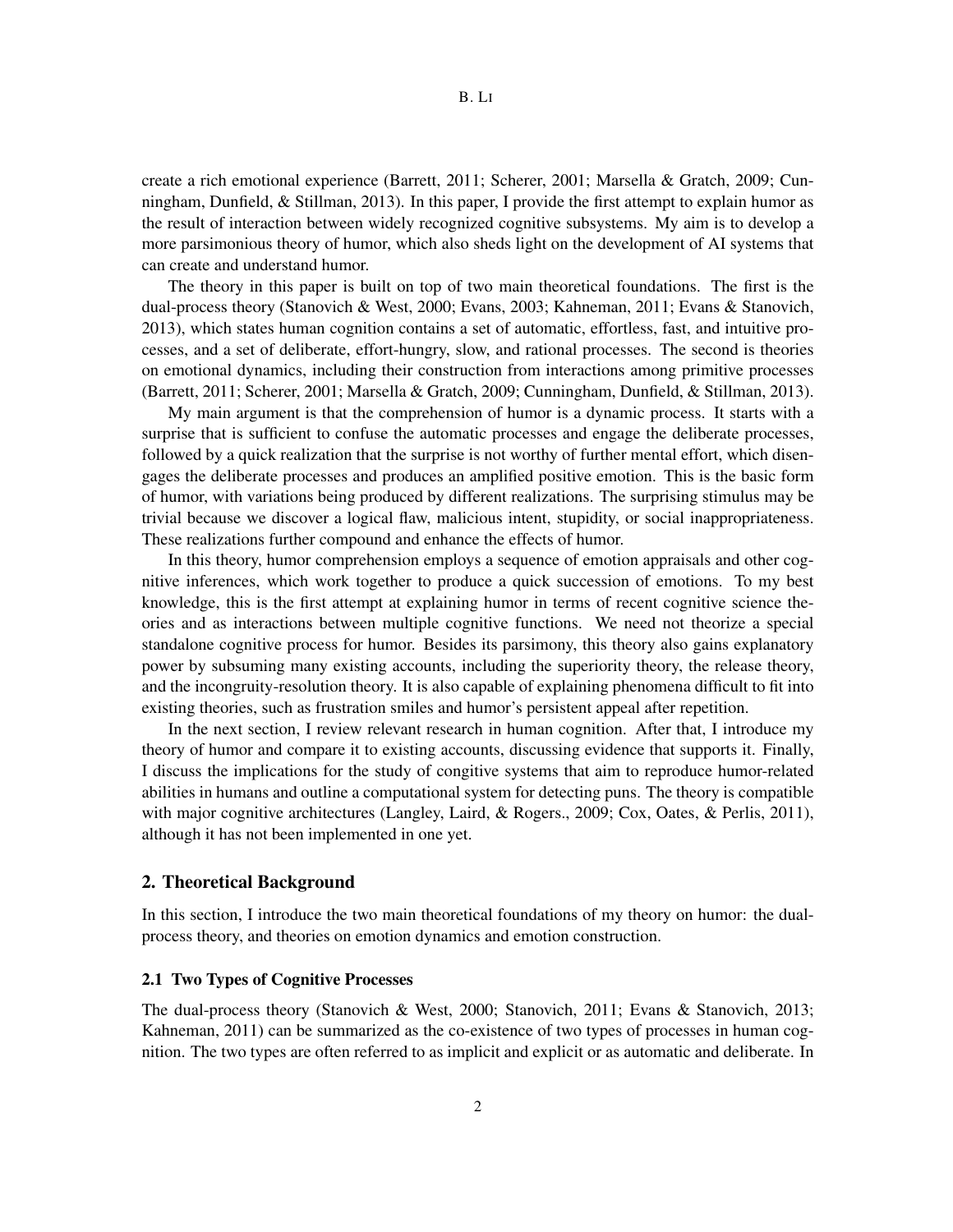create a rich emotional experience (Barrett, 2011; Scherer, 2001; Marsella & Gratch, 2009; Cunningham, Dunfield, & Stillman, 2013). In this paper, I provide the first attempt to explain humor as the result of interaction between widely recognized cognitive subsystems. My aim is to develop a more parsimonious theory of humor, which also sheds light on the development of AI systems that can create and understand humor.

The theory in this paper is built on top of two main theoretical foundations. The first is the dual-process theory (Stanovich & West, 2000; Evans, 2003; Kahneman, 2011; Evans & Stanovich, 2013), which states human cognition contains a set of automatic, effortless, fast, and intuitive processes, and a set of deliberate, effort-hungry, slow, and rational processes. The second is theories on emotional dynamics, including their construction from interactions among primitive processes (Barrett, 2011; Scherer, 2001; Marsella & Gratch, 2009; Cunningham, Dunfield, & Stillman, 2013).

My main argument is that the comprehension of humor is a dynamic process. It starts with a surprise that is sufficient to confuse the automatic processes and engage the deliberate processes, followed by a quick realization that the surprise is not worthy of further mental effort, which disengages the deliberate processes and produces an amplified positive emotion. This is the basic form of humor, with variations being produced by different realizations. The surprising stimulus may be trivial because we discover a logical flaw, malicious intent, stupidity, or social inappropriateness. These realizations further compound and enhance the effects of humor.

In this theory, humor comprehension employs a sequence of emotion appraisals and other cognitive inferences, which work together to produce a quick succession of emotions. To my best knowledge, this is the first attempt at explaining humor in terms of recent cognitive science theories and as interactions between multiple cognitive functions. We need not theorize a special standalone cognitive process for humor. Besides its parsimony, this theory also gains explanatory power by subsuming many existing accounts, including the superiority theory, the release theory, and the incongruity-resolution theory. It is also capable of explaining phenomena difficult to fit into existing theories, such as frustration smiles and humor's persistent appeal after repetition.

In the next section, I review relevant research in human cognition. After that, I introduce my theory of humor and compare it to existing accounts, discussing evidence that supports it. Finally, I discuss the implications for the study of congitive systems that aim to reproduce humor-related abilities in humans and outline a computational system for detecting puns. The theory is compatible with major cognitive architectures (Langley, Laird, & Rogers., 2009; Cox, Oates, & Perlis, 2011), although it has not been implemented in one yet.

## 2. Theoretical Background

In this section, I introduce the two main theoretical foundations of my theory on humor: the dual-process theory, and theories on emotion dynamics and emotion construction.

### 2.1 Two Types of Cognitive Processes

The dual-process theory (Stanovich & West, 2000; Stanovich, 2011; Evans & Stanovich, 2013; Kahneman, 2011) can be summarized as the co-existence of two types of processes in human cognition. The two types are often referred to as implicit and explicit or as automatic and deliberate. In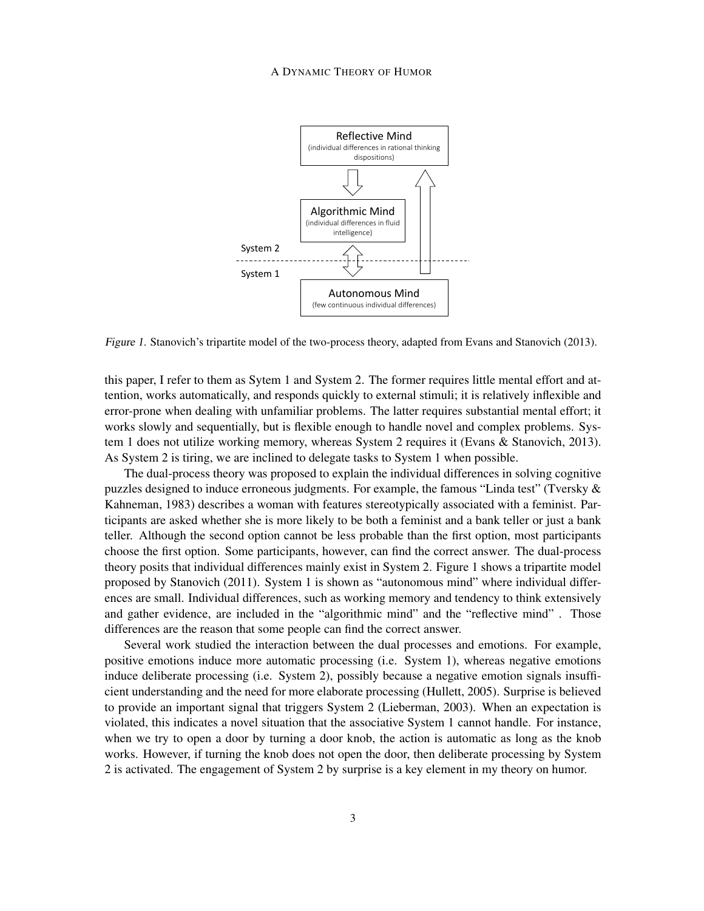Figure 1. Stanovich's tripartite model of the two-process theory, adapted from Evans and Stanovich (2013).

this paper, I refer to them as Sytem 1 and System 2. The former requires little mental effort and attention, works automatically, and responds quickly to external stimuli; it is relatively inflexible and error-prone when dealing with unfamiliar problems. The latter requires substantial mental effort; it works slowly and sequentially, but is flexible enough to handle novel and complex problems. System 1 does not utilize working memory, whereas System 2 requires it (Evans & Stanovich, 2013). As System 2 is tiring, we are inclined to delegate tasks to System 1 when possible.

The dual-process theory was proposed to explain the individual differences in solving cognitive puzzles designed to induce erroneous judgments. For example, the famous "Linda test" (Tversky & Kahneman, 1983) describes a woman with features stereotypically associated with a feminist. Participants are asked whether she is more likely to be both a feminist and a bank teller or just a bank teller. Although the second option cannot be less probable than the first option, most participants choose the first option. Some participants, however, can find the correct answer. The dual-process theory posits that individual differences mainly exist in System 2. Figure 1 shows a tripartite model proposed by Stanovich (2011). System 1 is shown as "autonomous mind" where individual differences are small. Individual differences, such as working memory and tendency to think extensively and gather evidence, are included in the "algorithmic mind" and the "reflective mind" . Those differences are the reason that some people can find the correct answer.

Several work studied the interaction between the dual processes and emotions. For example, positive emotions induce more automatic processing (i.e. System 1), whereas negative emotions induce deliberate processing (i.e. System 2), possibly because a negative emotion signals insufficient understanding and the need for more elaborate processing (Hullett, 2005). Surprise is believed to provide an important signal that triggers System 2 (Lieberman, 2003). When an expectation is violated, this indicates a novel situation that the associative System 1 cannot handle. For instance, when we try to open a door by turning a door knob, the action is automatic as long as the knob works. However, if turning the knob does not open the door, then deliberate processing by System 2 is activated. The engagement of System 2 by surprise is a key element in my theory on humor.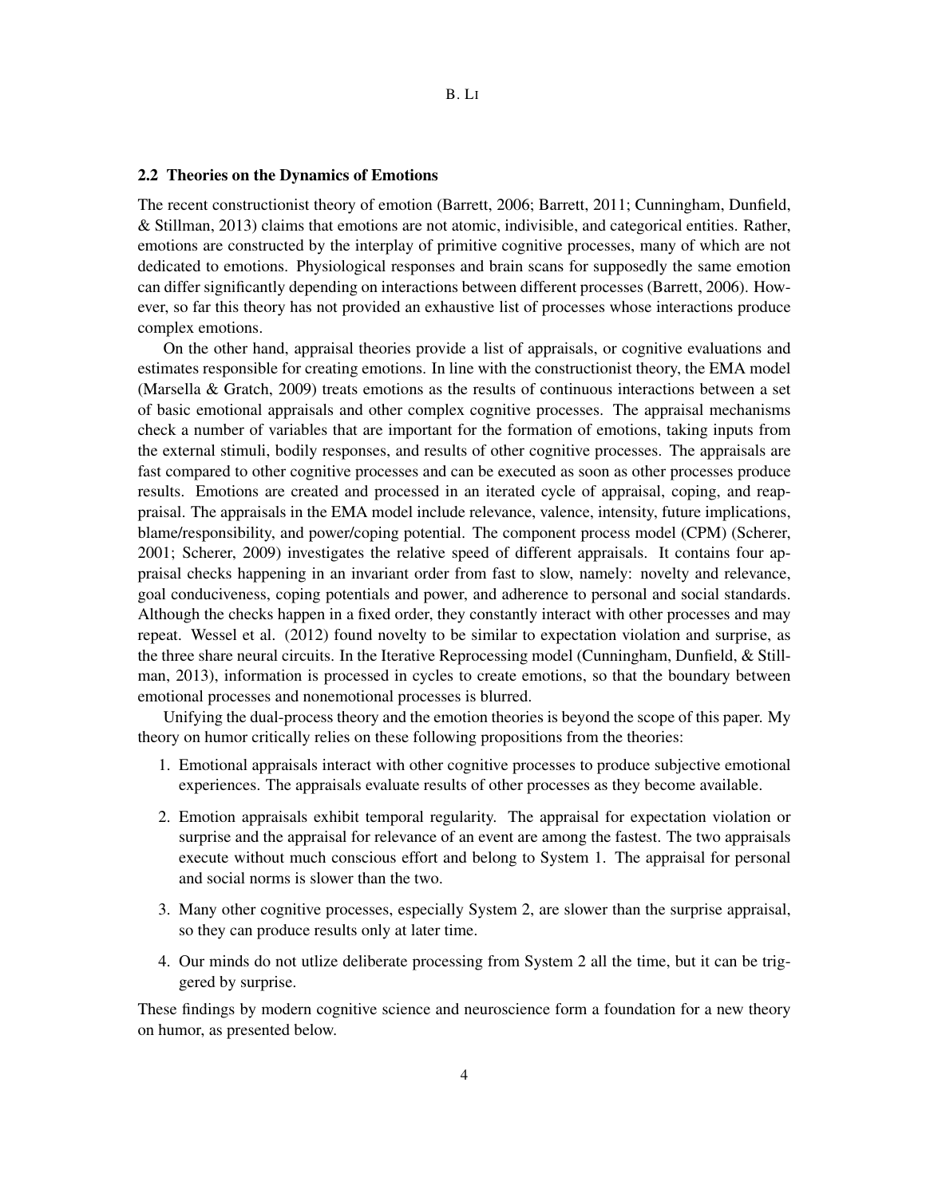### 2.2 Theories on the Dynamics of Emotions

The recent constructionist theory of emotion (Barrett, 2006; Barrett, 2011; Cunningham, Dunfield, & Stillman, 2013) claims that emotions are not atomic, indivisible, and categorical entities. Rather, emotions are constructed by the interplay of primitive cognitive processes, many of which are not dedicated to emotions. Physiological responses and brain scans for supposedly the same emotion can differ significantly depending on interactions between different processes (Barrett, 2006). However, so far this theory has not provided an exhaustive list of processes whose interactions produce complex emotions.

On the other hand, appraisal theories provide a list of appraisals, or cognitive evaluations and estimates responsible for creating emotions. In line with the constructionist theory, the EMA model (Marsella & Gratch, 2009) treats emotions as the results of continuous interactions between a set of basic emotional appraisals and other complex cognitive processes. The appraisal mechanisms check a number of variables that are important for the formation of emotions, taking inputs from the external stimuli, bodily responses, and results of other cognitive processes. The appraisals are fast compared to other cognitive processes and can be executed as soon as other processes produce results. Emotions are created and processed in an iterated cycle of appraisal, coping, and reappraisal. The appraisals in the EMA model include relevance, valence, intensity, future implications, blame/responsibility, and power/coping potential. The component process model (CPM) (Scherer, 2001; Scherer, 2009) investigates the relative speed of different appraisals. It contains four appraisal checks happening in an invariant order from fast to slow, namely: novelty and relevance, goal conduciveness, coping potentials and power, and adherence to personal and social standards. Although the checks happen in a fixed order, they constantly interact with other processes and may repeat. Wessel et al. (2012) found novelty to be similar to expectation violation and surprise, as the three share neural circuits. In the Iterative Reprocessing model (Cunningham, Dunfield, & Stillman, 2013), information is processed in cycles to create emotions, so that the boundary between emotional processes and nonemotional processes is blurred.

Unifying the dual-process theory and the emotion theories is beyond the scope of this paper. My theory on humor critically relies on these following propositions from the theories:

1. Emotional appraisals interact with other cognitive processes to produce subjective emotional experiences. The appraisals evaluate results of other processes as they become available.
2. Emotion appraisals exhibit temporal regularity. The appraisal for expectation violation or surprise and the appraisal for relevance of an event are among the fastest. The two appraisals execute without much conscious effort and belong to System 1. The appraisal for personal and social norms is slower than the two.
3. Many other cognitive processes, especially System 2, are slower than the surprise appraisal, so they can produce results only at later time.
4. Our minds do not utlize deliberate processing from System 2 all the time, but it can be triggered by surprise.

These findings by modern cognitive science and neuroscience form a foundation for a new theory on humor, as presented below.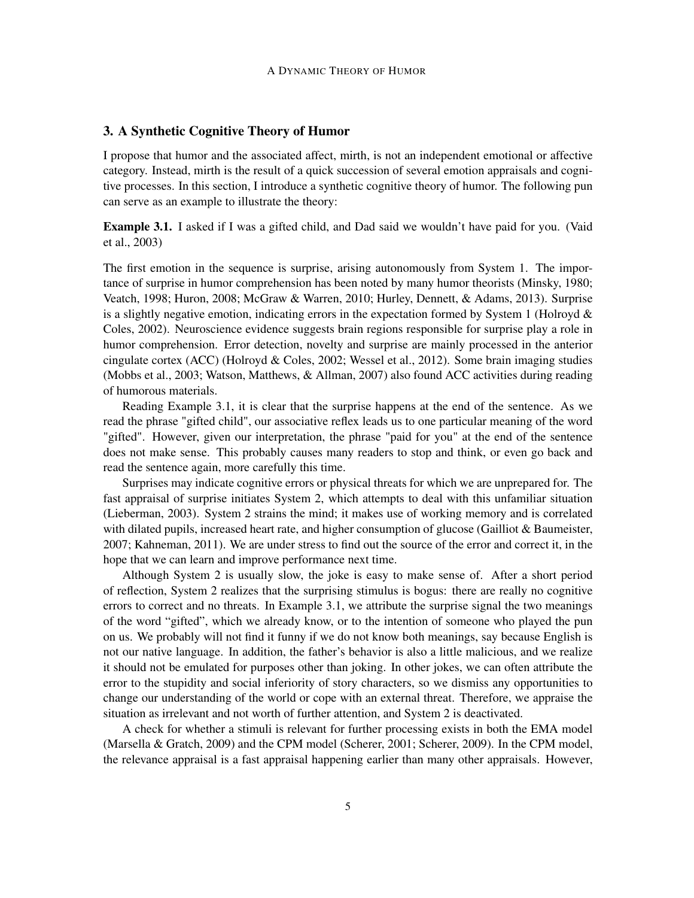## 3. A Synthetic Cognitive Theory of Humor

I propose that humor and the associated affect, mirth, is not an independent emotional or affective category. Instead, mirth is the result of a quick succession of several emotion appraisals and cognitive processes. In this section, I introduce a synthetic cognitive theory of humor. The following pun can serve as an example to illustrate the theory:

**Example 3.1.** I asked if I was a gifted child, and Dad said we wouldn't have paid for you. (Vaid et al., 2003)

The first emotion in the sequence is surprise, arising autonomously from System 1. The importance of surprise in humor comprehension has been noted by many humor theorists (Minsky, 1980; Veatch, 1998; Huron, 2008; McGraw & Warren, 2010; Hurley, Dennett, & Adams, 2013). Surprise is a slightly negative emotion, indicating errors in the expectation formed by System 1 (Holroyd & Coles, 2002). Neuroscience evidence suggests brain regions responsible for surprise play a role in humor comprehension. Error detection, novelty and surprise are mainly processed in the anterior cingulate cortex (ACC) (Holroyd & Coles, 2002; Wessel et al., 2012). Some brain imaging studies (Mobbs et al., 2003; Watson, Matthews, & Allman, 2007) also found ACC activities during reading of humorous materials.

Reading Example 3.1, it is clear that the surprise happens at the end of the sentence. As we read the phrase "gifted child", our associative reflex leads us to one particular meaning of the word "gifted". However, given our interpretation, the phrase "paid for you" at the end of the sentence does not make sense. This probably causes many readers to stop and think, or even go back and read the sentence again, more carefully this time.

Surprises may indicate cognitive errors or physical threats for which we are unprepared for. The fast appraisal of surprise initiates System 2, which attempts to deal with this unfamiliar situation (Lieberman, 2003). System 2 strains the mind; it makes use of working memory and is correlated with dilated pupils, increased heart rate, and higher consumption of glucose (Gailliot & Baumeister, 2007; Kahneman, 2011). We are under stress to find out the source of the error and correct it, in the hope that we can learn and improve performance next time.

Although System 2 is usually slow, the joke is easy to make sense of. After a short period of reflection, System 2 realizes that the surprising stimulus is bogus: there are really no cognitive errors to correct and no threats. In Example 3.1, we attribute the surprise signal the two meanings of the word "gifted", which we already know, or to the intention of someone who played the pun on us. We probably will not find it funny if we do not know both meanings, say because English is not our native language. In addition, the father's behavior is also a little malicious, and we realize it should not be emulated for purposes other than joking. In other jokes, we can often attribute the error to the stupidity and social inferiority of story characters, so we dismiss any opportunities to change our understanding of the world or cope with an external threat. Therefore, we appraise the situation as irrelevant and not worth of further attention, and System 2 is deactivated.

A check for whether a stimuli is relevant for further processing exists in both the EMA model (Marsella & Gratch, 2009) and the CPM model (Scherer, 2001; Scherer, 2009). In the CPM model, the relevance appraisal is a fast appraisal happening earlier than many other appraisals. However,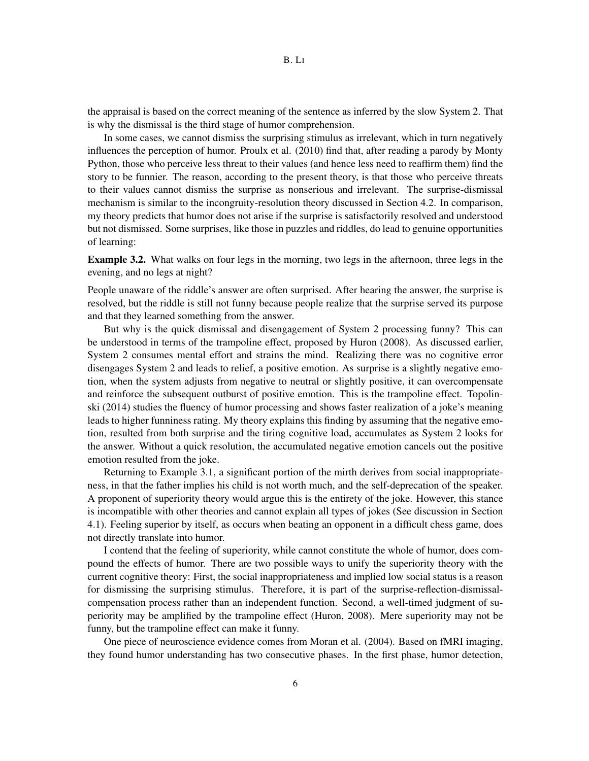the appraisal is based on the correct meaning of the sentence as inferred by the slow System 2. That is why the dismissal is the third stage of humor comprehension.

In some cases, we cannot dismiss the surprising stimulus as irrelevant, which in turn negatively influences the perception of humor. Proulx et al. (2010) find that, after reading a parody by Monty Python, those who perceive less threat to their values (and hence less need to reaffirm them) find the story to be funnier. The reason, according to the present theory, is that those who perceive threats to their values cannot dismiss the surprise as nonserious and irrelevant. The surprise-dismissal mechanism is similar to the incongruity-resolution theory discussed in Section 4.2. In comparison, my theory predicts that humor does not arise if the surprise is satisfactorily resolved and understood but not dismissed. Some surprises, like those in puzzles and riddles, do lead to genuine opportunities of learning:

**Example 3.2.** What walks on four legs in the morning, two legs in the afternoon, three legs in the evening, and no legs at night?

People unaware of the riddle's answer are often surprised. After hearing the answer, the surprise is resolved, but the riddle is still not funny because people realize that the surprise served its purpose and that they learned something from the answer.

But why is the quick dismissal and disengagement of System 2 processing funny? This can be understood in terms of the trampoline effect, proposed by Huron (2008). As discussed earlier, System 2 consumes mental effort and strains the mind. Realizing there was no cognitive error disengages System 2 and leads to relief, a positive emotion. As surprise is a slightly negative emotion, when the system adjusts from negative to neutral or slightly positive, it can overcompensate and reinforce the subsequent outburst of positive emotion. This is the trampoline effect. Topolinski (2014) studies the fluency of humor processing and shows faster realization of a joke's meaning leads to higher funniness rating. My theory explains this finding by assuming that the negative emotion, resulted from both surprise and the tiring cognitive load, accumulates as System 2 looks for the answer. Without a quick resolution, the accumulated negative emotion cancels out the positive emotion resulted from the joke.

Returning to Example 3.1, a significant portion of the mirth derives from social inappropriateness, in that the father implies his child is not worth much, and the self-deprecation of the speaker. A proponent of superiority theory would argue this is the entirety of the joke. However, this stance is incompatible with other theories and cannot explain all types of jokes (See discussion in Section 4.1). Feeling superior by itself, as occurs when beating an opponent in a difficult chess game, does not directly translate into humor.

I contend that the feeling of superiority, while cannot constitute the whole of humor, does compound the effects of humor. There are two possible ways to unify the superiority theory with the current cognitive theory: First, the social inappropriateness and implied low social status is a reason for dismissing the surprising stimulus. Therefore, it is part of the surprise-reflection-dismissal-compensation process rather than an independent function. Second, a well-timed judgment of superiority may be amplified by the trampoline effect (Huron, 2008). Mere superiority may not be funny, but the trampoline effect can make it funny.

One piece of neuroscience evidence comes from Moran et al. (2004). Based on fMRI imaging, they found humor understanding has two consecutive phases. In the first phase, humor detection,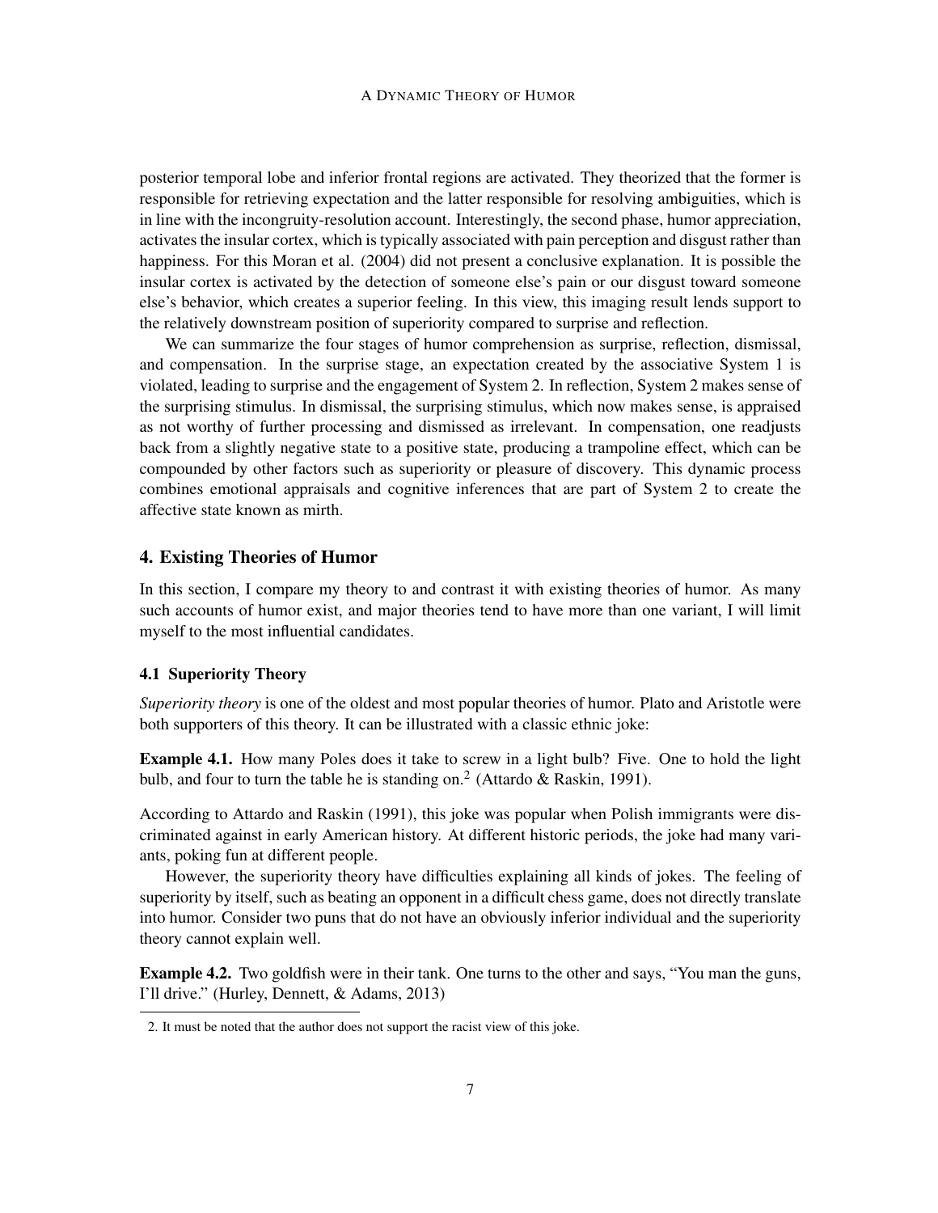posterior temporal lobe and inferior frontal regions are activated. They theorized that the former is responsible for retrieving expectation and the latter responsible for resolving ambiguities, which is in line with the incongruity-resolution account. Interestingly, the second phase, humor appreciation, activates the insular cortex, which is typically associated with pain perception and disgust rather than happiness. For this Moran et al. (2004) did not present a conclusive explanation. It is possible the insular cortex is activated by the detection of someone else's pain or our disgust toward someone else's behavior, which creates a superior feeling. In this view, this imaging result lends support to the relatively downstream position of superiority compared to surprise and reflection.

We can summarize the four stages of humor comprehension as surprise, reflection, dismissal, and compensation. In the surprise stage, an expectation created by the associative System 1 is violated, leading to surprise and the engagement of System 2. In reflection, System 2 makes sense of the surprising stimulus. In dismissal, the surprising stimulus, which now makes sense, is appraised as not worthy of further processing and dismissed as irrelevant. In compensation, one readjusts back from a slightly negative state to a positive state, producing a trampoline effect, which can be compounded by other factors such as superiority or pleasure of discovery. This dynamic process combines emotional appraisals and cognitive inferences that are part of System 2 to create the affective state known as mirth.

## 4. Existing Theories of Humor

In this section, I compare my theory to and contrast it with existing theories of humor. As many such accounts of humor exist, and major theories tend to have more than one variant, I will limit myself to the most influential candidates.

### 4.1 Superiority Theory

*Superiority theory* is one of the oldest and most popular theories of humor. Plato and Aristotle were both supporters of this theory. It can be illustrated with a classic ethnic joke:

**Example 4.1.** How many Poles does it take to screw in a light bulb? Five. One to hold the light bulb, and four to turn the table he is standing on.[2] (Attardo & Raskin, 1991).

According to Attardo and Raskin (1991), this joke was popular when Polish immigrants were discriminated against in early American history. At different historic periods, the joke had many variants, poking fun at different people.

However, the superiority theory have difficulties explaining all kinds of jokes. The feeling of superiority by itself, such as beating an opponent in a difficult chess game, does not directly translate into humor. Consider two puns that do not have an obviously inferior individual and the superiority theory cannot explain well.

**Example 4.2.** Two goldfish were in their tank. One turns to the other and says, "You man the guns, I'll drive." (Hurley, Dennett, & Adams, 2013)

2. It must be noted that the author does not support the racist view of this joke.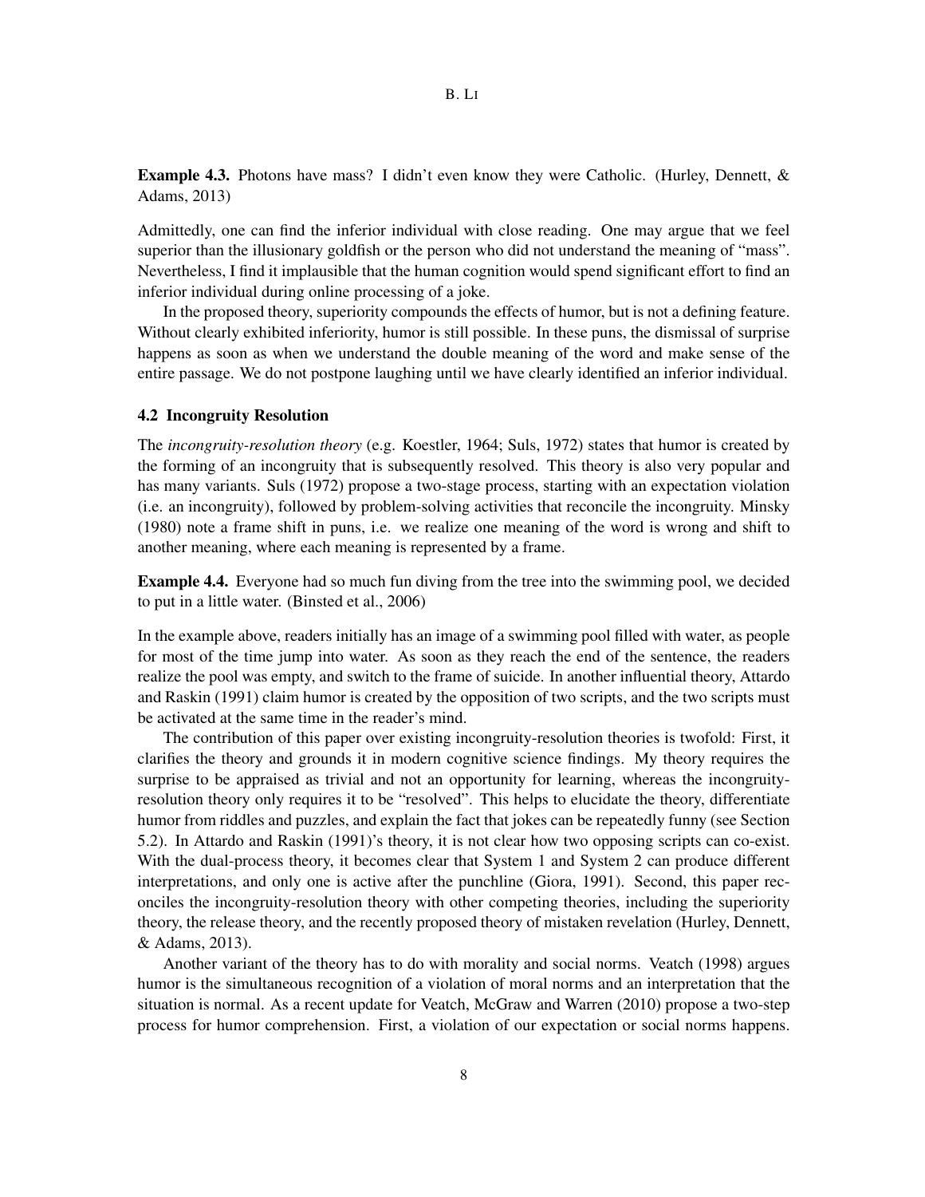**Example 4.3.** Photons have mass? I didn't even know they were Catholic. (Hurley, Dennett, & Adams, 2013)

Admittedly, one can find the inferior individual with close reading. One may argue that we feel superior than the illusionary goldfish or the person who did not understand the meaning of "mass". Nevertheless, I find it implausible that the human cognition would spend significant effort to find an inferior individual during online processing of a joke.

In the proposed theory, superiority compounds the effects of humor, but is not a defining feature. Without clearly exhibited inferiority, humor is still possible. In these puns, the dismissal of surprise happens as soon as when we understand the double meaning of the word and make sense of the entire passage. We do not postpone laughing until we have clearly identified an inferior individual.

### 4.2 Incongruity Resolution

The *incongruity-resolution theory* (e.g. Koestler, 1964; Suls, 1972) states that humor is created by the forming of an incongruity that is subsequently resolved. This theory is also very popular and has many variants. Suls (1972) propose a two-stage process, starting with an expectation violation (i.e. an incongruity), followed by problem-solving activities that reconcile the incongruity. Minsky (1980) note a frame shift in puns, i.e. we realize one meaning of the word is wrong and shift to another meaning, where each meaning is represented by a frame.

**Example 4.4.** Everyone had so much fun diving from the tree into the swimming pool, we decided to put in a little water. (Binsted et al., 2006)

In the example above, readers initially has an image of a swimming pool filled with water, as people for most of the time jump into water. As soon as they reach the end of the sentence, the readers realize the pool was empty, and switch to the frame of suicide. In another influential theory, Attardo and Raskin (1991) claim humor is created by the opposition of two scripts, and the two scripts must be activated at the same time in the reader's mind.

The contribution of this paper over existing incongruity-resolution theories is twofold: First, it clarifies the theory and grounds it in modern cognitive science findings. My theory requires the surprise to be appraised as trivial and not an opportunity for learning, whereas the incongruity-resolution theory only requires it to be "resolved". This helps to elucidate the theory, differentiate humor from riddles and puzzles, and explain the fact that jokes can be repeatedly funny (see Section 5.2). In Attardo and Raskin (1991)'s theory, it is not clear how two opposing scripts can co-exist. With the dual-process theory, it becomes clear that System 1 and System 2 can produce different interpretations, and only one is active after the punchline (Giora, 1991). Second, this paper reconciles the incongruity-resolution theory with other competing theories, including the superiority theory, the release theory, and the recently proposed theory of mistaken revelation (Hurley, Dennett, & Adams, 2013).

Another variant of the theory has to do with morality and social norms. Veatch (1998) argues humor is the simultaneous recognition of a violation of moral norms and an interpretation that the situation is normal. As a recent update for Veatch, McGraw and Warren (2010) propose a two-step process for humor comprehension. First, a violation of our expectation or social norms happens.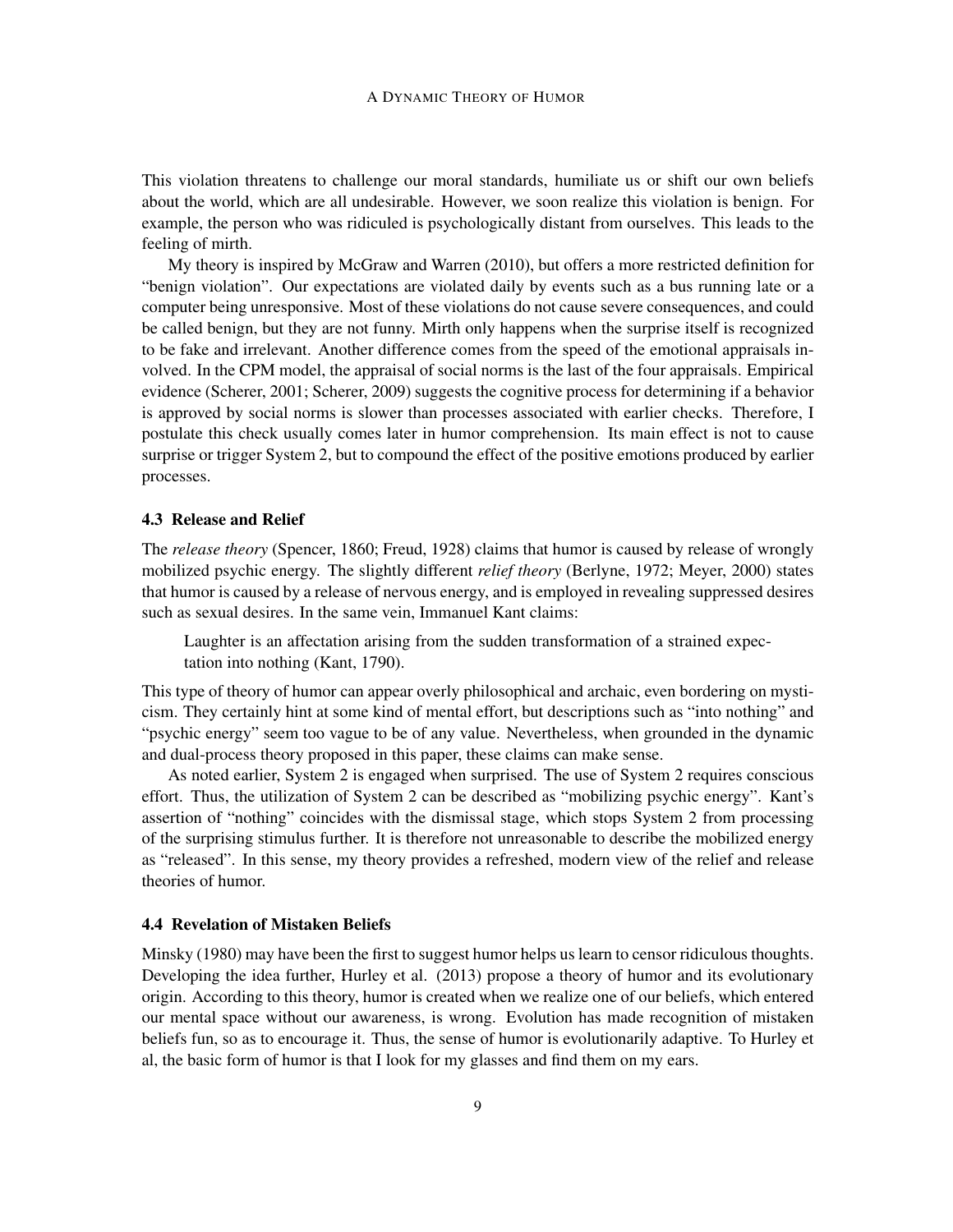This violation threatens to challenge our moral standards, humiliate us or shift our own beliefs about the world, which are all undesirable. However, we soon realize this violation is benign. For example, the person who was ridiculed is psychologically distant from ourselves. This leads to the feeling of mirth.

My theory is inspired by McGraw and Warren (2010), but offers a more restricted definition for "benign violation". Our expectations are violated daily by events such as a bus running late or a computer being unresponsive. Most of these violations do not cause severe consequences, and could be called benign, but they are not funny. Mirth only happens when the surprise itself is recognized to be fake and irrelevant. Another difference comes from the speed of the emotional appraisals involved. In the CPM model, the appraisal of social norms is the last of the four appraisals. Empirical evidence (Scherer, 2001; Scherer, 2009) suggests the cognitive process for determining if a behavior is approved by social norms is slower than processes associated with earlier checks. Therefore, I postulate this check usually comes later in humor comprehension. Its main effect is not to cause surprise or trigger System 2, but to compound the effect of the positive emotions produced by earlier processes.

### 4.3 Release and Relief

The *release theory* (Spencer, 1860; Freud, 1928) claims that humor is caused by release of wrongly mobilized psychic energy. The slightly different *relief theory* (Berlyne, 1972; Meyer, 2000) states that humor is caused by a release of nervous energy, and is employed in revealing suppressed desires such as sexual desires. In the same vein, Immanuel Kant claims:

> Laughter is an affectation arising from the sudden transformation of a strained expectation into nothing (Kant, 1790).

This type of theory of humor can appear overly philosophical and archaic, even bordering on mysticism. They certainly hint at some kind of mental effort, but descriptions such as "into nothing" and "psychic energy" seem too vague to be of any value. Nevertheless, when grounded in the dynamic and dual-process theory proposed in this paper, these claims can make sense.

As noted earlier, System 2 is engaged when surprised. The use of System 2 requires conscious effort. Thus, the utilization of System 2 can be described as "mobilizing psychic energy". Kant's assertion of "nothing" coincides with the dismissal stage, which stops System 2 from processing of the surprising stimulus further. It is therefore not unreasonable to describe the mobilized energy as "released". In this sense, my theory provides a refreshed, modern view of the relief and release theories of humor.

### 4.4 Revelation of Mistaken Beliefs

Minsky (1980) may have been the first to suggest humor helps us learn to censor ridiculous thoughts. Developing the idea further, Hurley et al. (2013) propose a theory of humor and its evolutionary origin. According to this theory, humor is created when we realize one of our beliefs, which entered our mental space without our awareness, is wrong. Evolution has made recognition of mistaken beliefs fun, so as to encourage it. Thus, the sense of humor is evolutionarily adaptive. To Hurley et al, the basic form of humor is that I look for my glasses and find them on my ears.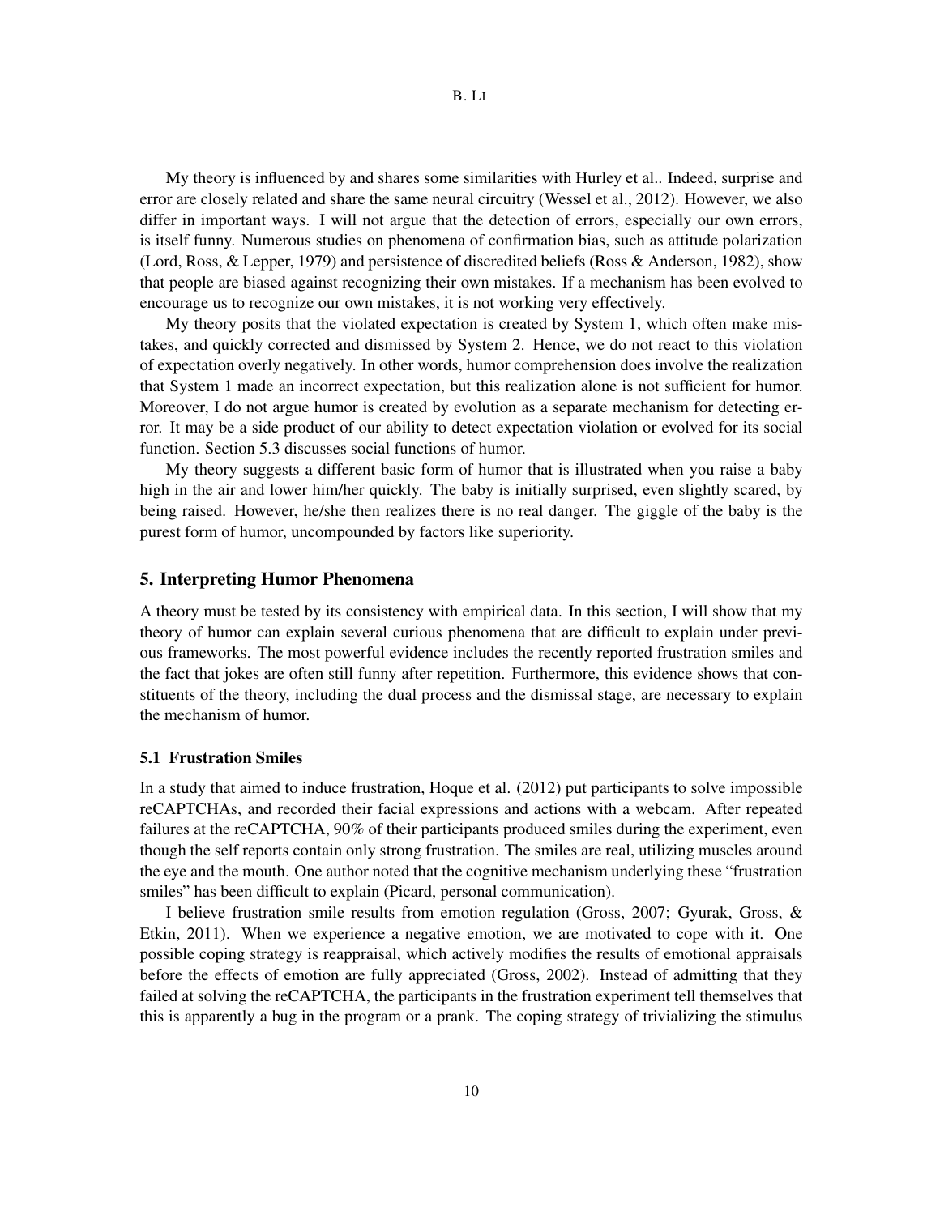My theory is influenced by and shares some similarities with Hurley et al.. Indeed, surprise and error are closely related and share the same neural circuitry (Wessel et al., 2012). However, we also differ in important ways. I will not argue that the detection of errors, especially our own errors, is itself funny. Numerous studies on phenomena of confirmation bias, such as attitude polarization (Lord, Ross, & Lepper, 1979) and persistence of discredited beliefs (Ross & Anderson, 1982), show that people are biased against recognizing their own mistakes. If a mechanism has been evolved to encourage us to recognize our own mistakes, it is not working very effectively.

My theory posits that the violated expectation is created by System 1, which often make mistakes, and quickly corrected and dismissed by System 2. Hence, we do not react to this violation of expectation overly negatively. In other words, humor comprehension does involve the realization that System 1 made an incorrect expectation, but this realization alone is not sufficient for humor. Moreover, I do not argue humor is created by evolution as a separate mechanism for detecting error. It may be a side product of our ability to detect expectation violation or evolved for its social function. Section 5.3 discusses social functions of humor.

My theory suggests a different basic form of humor that is illustrated when you raise a baby high in the air and lower him/her quickly. The baby is initially surprised, even slightly scared, by being raised. However, he/she then realizes there is no real danger. The giggle of the baby is the purest form of humor, uncompounded by factors like superiority.

## 5. Interpreting Humor Phenomena

A theory must be tested by its consistency with empirical data. In this section, I will show that my theory of humor can explain several curious phenomena that are difficult to explain under previous frameworks. The most powerful evidence includes the recently reported frustration smiles and the fact that jokes are often still funny after repetition. Furthermore, this evidence shows that constituents of the theory, including the dual process and the dismissal stage, are necessary to explain the mechanism of humor.

### 5.1 Frustration Smiles

In a study that aimed to induce frustration, Hoque et al. (2012) put participants to solve impossible reCAPTCHAs, and recorded their facial expressions and actions with a webcam. After repeated failures at the reCAPTCHA, 90% of their participants produced smiles during the experiment, even though the self reports contain only strong frustration. The smiles are real, utilizing muscles around the eye and the mouth. One author noted that the cognitive mechanism underlying these "frustration smiles" has been difficult to explain (Picard, personal communication).

I believe frustration smile results from emotion regulation (Gross, 2007; Gyurak, Gross, & Etkin, 2011). When we experience a negative emotion, we are motivated to cope with it. One possible coping strategy is reappraisal, which actively modifies the results of emotional appraisals before the effects of emotion are fully appreciated (Gross, 2002). Instead of admitting that they failed at solving the reCAPTCHA, the participants in the frustration experiment tell themselves that this is apparently a bug in the program or a prank. The coping strategy of trivializing the stimulus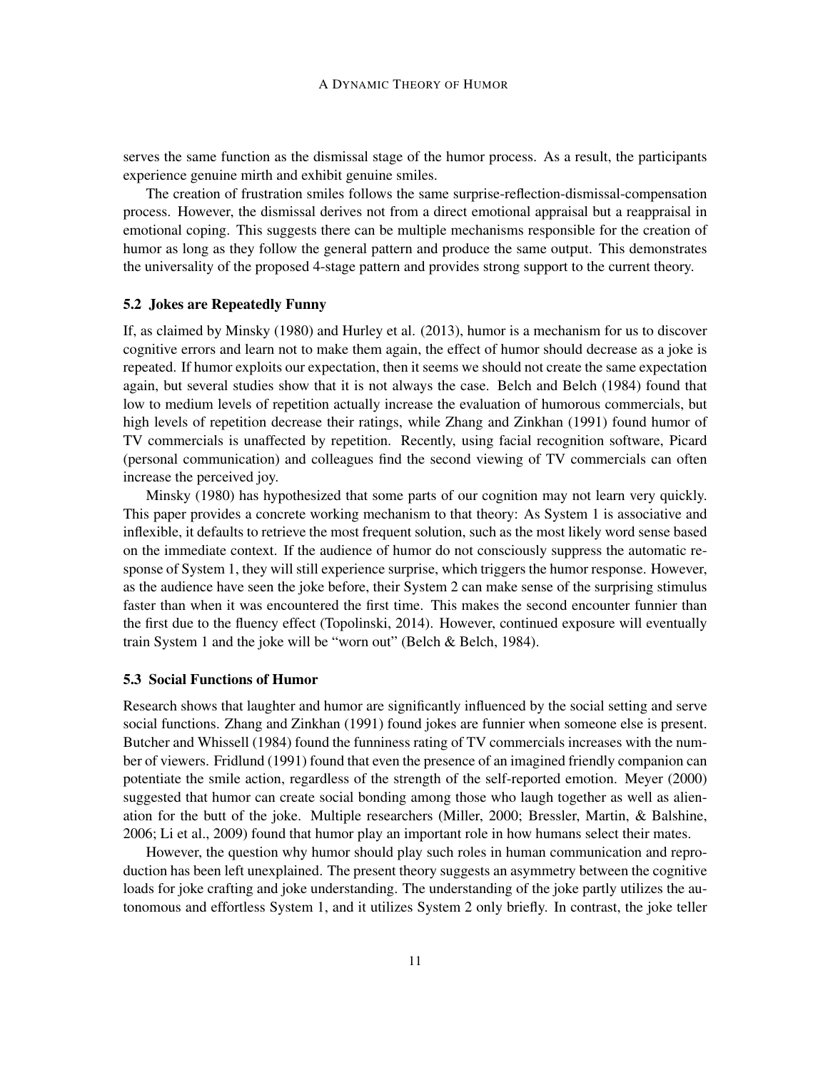serves the same function as the dismissal stage of the humor process. As a result, the participants experience genuine mirth and exhibit genuine smiles.

The creation of frustration smiles follows the same surprise-reflection-dismissal-compensation process. However, the dismissal derives not from a direct emotional appraisal but a reappraisal in emotional coping. This suggests there can be multiple mechanisms responsible for the creation of humor as long as they follow the general pattern and produce the same output. This demonstrates the universality of the proposed 4-stage pattern and provides strong support to the current theory.

### 5.2 Jokes are Repeatedly Funny

If, as claimed by Minsky (1980) and Hurley et al. (2013), humor is a mechanism for us to discover cognitive errors and learn not to make them again, the effect of humor should decrease as a joke is repeated. If humor exploits our expectation, then it seems we should not create the same expectation again, but several studies show that it is not always the case. Belch and Belch (1984) found that low to medium levels of repetition actually increase the evaluation of humorous commercials, but high levels of repetition decrease their ratings, while Zhang and Zinkhan (1991) found humor of TV commercials is unaffected by repetition. Recently, using facial recognition software, Picard (personal communication) and colleagues find the second viewing of TV commercials can often increase the perceived joy.

Minsky (1980) has hypothesized that some parts of our cognition may not learn very quickly. This paper provides a concrete working mechanism to that theory: As System 1 is associative and inflexible, it defaults to retrieve the most frequent solution, such as the most likely word sense based on the immediate context. If the audience of humor do not consciously suppress the automatic response of System 1, they will still experience surprise, which triggers the humor response. However, as the audience have seen the joke before, their System 2 can make sense of the surprising stimulus faster than when it was encountered the first time. This makes the second encounter funnier than the first due to the fluency effect (Topolinski, 2014). However, continued exposure will eventually train System 1 and the joke will be "worn out" (Belch & Belch, 1984).

### 5.3 Social Functions of Humor

Research shows that laughter and humor are significantly influenced by the social setting and serve social functions. Zhang and Zinkhan (1991) found jokes are funnier when someone else is present. Butcher and Whissell (1984) found the funniness rating of TV commercials increases with the number of viewers. Fridlund (1991) found that even the presence of an imagined friendly companion can potentiate the smile action, regardless of the strength of the self-reported emotion. Meyer (2000) suggested that humor can create social bonding among those who laugh together as well as alienation for the butt of the joke. Multiple researchers (Miller, 2000; Bressler, Martin, & Balshine, 2006; Li et al., 2009) found that humor play an important role in how humans select their mates.

However, the question why humor should play such roles in human communication and reproduction has been left unexplained. The present theory suggests an asymmetry between the cognitive loads for joke crafting and joke understanding. The understanding of the joke partly utilizes the autonomous and effortless System 1, and it utilizes System 2 only briefly. In contrast, the joke teller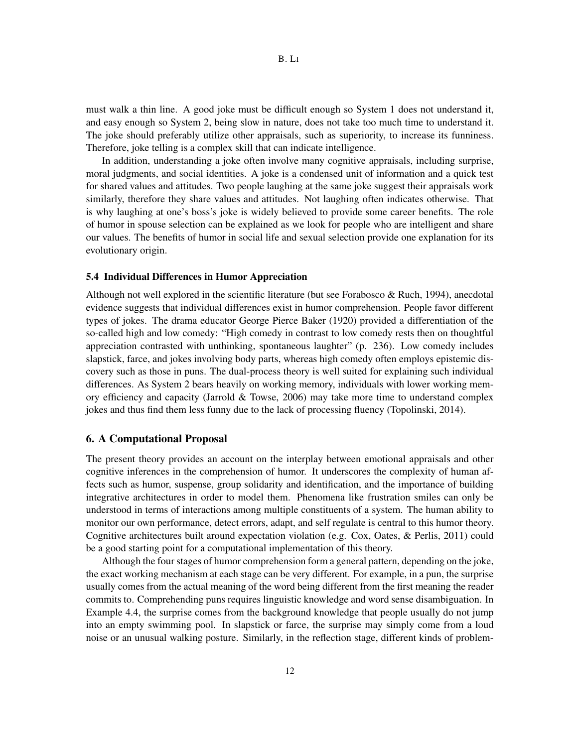must walk a thin line. A good joke must be difficult enough so System 1 does not understand it, and easy enough so System 2, being slow in nature, does not take too much time to understand it. The joke should preferably utilize other appraisals, such as superiority, to increase its funniness. Therefore, joke telling is a complex skill that can indicate intelligence.

In addition, understanding a joke often involve many cognitive appraisals, including surprise, moral judgments, and social identities. A joke is a condensed unit of information and a quick test for shared values and attitudes. Two people laughing at the same joke suggest their appraisals work similarly, therefore they share values and attitudes. Not laughing often indicates otherwise. That is why laughing at one's boss's joke is widely believed to provide some career benefits. The role of humor in spouse selection can be explained as we look for people who are intelligent and share our values. The benefits of humor in social life and sexual selection provide one explanation for its evolutionary origin.

### 5.4 Individual Differences in Humor Appreciation

Although not well explored in the scientific literature (but see Forabosco & Ruch, 1994), anecdotal evidence suggests that individual differences exist in humor comprehension. People favor different types of jokes. The drama educator George Pierce Baker (1920) provided a differentiation of the so-called high and low comedy: "High comedy in contrast to low comedy rests then on thoughtful appreciation contrasted with unthinking, spontaneous laughter" (p. 236). Low comedy includes slapstick, farce, and jokes involving body parts, whereas high comedy often employs epistemic discovery such as those in puns. The dual-process theory is well suited for explaining such individual differences. As System 2 bears heavily on working memory, individuals with lower working memory efficiency and capacity (Jarrold & Towse, 2006) may take more time to understand complex jokes and thus find them less funny due to the lack of processing fluency (Topolinski, 2014).

## 6. A Computational Proposal

The present theory provides an account on the interplay between emotional appraisals and other cognitive inferences in the comprehension of humor. It underscores the complexity of human affects such as humor, suspense, group solidarity and identification, and the importance of building integrative architectures in order to model them. Phenomena like frustration smiles can only be understood in terms of interactions among multiple constituents of a system. The human ability to monitor our own performance, detect errors, adapt, and self regulate is central to this humor theory. Cognitive architectures built around expectation violation (e.g. Cox, Oates, & Perlis, 2011) could be a good starting point for a computational implementation of this theory.

Although the four stages of humor comprehension form a general pattern, depending on the joke, the exact working mechanism at each stage can be very different. For example, in a pun, the surprise usually comes from the actual meaning of the word being different from the first meaning the reader commits to. Comprehending puns requires linguistic knowledge and word sense disambiguation. In Example 4.4, the surprise comes from the background knowledge that people usually do not jump into an empty swimming pool. In slapstick or farce, the surprise may simply come from a loud noise or an unusual walking posture. Similarly, in the reflection stage, different kinds of problem-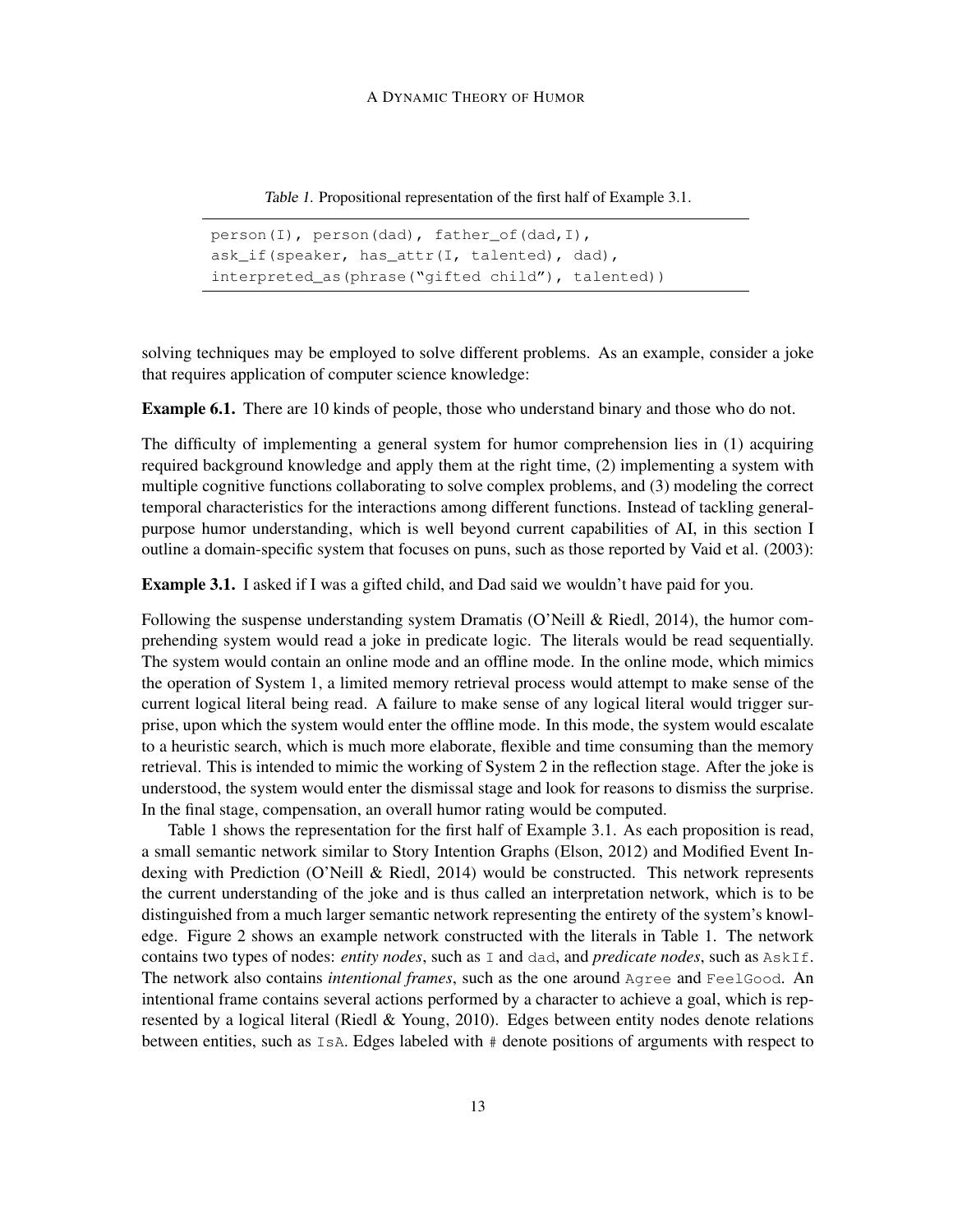Table 1. Propositional representation of the first half of Example 3.1.

```
person(I), person(dad), father_of(dad,I),
ask_if(speaker, has_attr(I, talented), dad),
interpreted_as(phrase("gifted child"), talented))
```

solving techniques may be employed to solve different problems. As an example, consider a joke that requires application of computer science knowledge:

**Example 6.1.** There are 10 kinds of people, those who understand binary and those who do not.

The difficulty of implementing a general system for humor comprehension lies in (1) acquiring required background knowledge and apply them at the right time, (2) implementing a system with multiple cognitive functions collaborating to solve complex problems, and (3) modeling the correct temporal characteristics for the interactions among different functions. Instead of tackling general-purpose humor understanding, which is well beyond current capabilities of AI, in this section I outline a domain-specific system that focuses on puns, such as those reported by Vaid et al. (2003):

**Example 3.1.** I asked if I was a gifted child, and Dad said we wouldn't have paid for you.

Following the suspense understanding system Dramatis (O'Neill & Riedl, 2014), the humor comprehending system would read a joke in predicate logic. The literals would be read sequentially. The system would contain an online mode and an offline mode. In the online mode, which mimics the operation of System 1, a limited memory retrieval process would attempt to make sense of the current logical literal being read. A failure to make sense of any logical literal would trigger surprise, upon which the system would enter the offline mode. In this mode, the system would escalate to a heuristic search, which is much more elaborate, flexible and time consuming than the memory retrieval. This is intended to mimic the working of System 2 in the reflection stage. After the joke is understood, the system would enter the dismissal stage and look for reasons to dismiss the surprise. In the final stage, compensation, an overall humor rating would be computed.

Table 1 shows the representation for the first half of Example 3.1. As each proposition is read, a small semantic network similar to Story Intention Graphs (Elson, 2012) and Modified Event Indexing with Prediction (O'Neill & Riedl, 2014) would be constructed. This network represents the current understanding of the joke and is thus called an interpretation network, which is to be distinguished from a much larger semantic network representing the entirety of the system's knowledge. Figure 2 shows an example network constructed with the literals in Table 1. The network contains two types of nodes: *entity nodes*, such as `I` and `dad`, and *predicate nodes*, such as `AskIf`. The network also contains *intentional frames*, such as the one around `Agree` and `FeelGood`. An intentional frame contains several actions performed by a character to achieve a goal, which is represented by a logical literal (Riedl & Young, 2010). Edges between entity nodes denote relations between entities, such as `IsA`. Edges labeled with `#` denote positions of arguments with respect to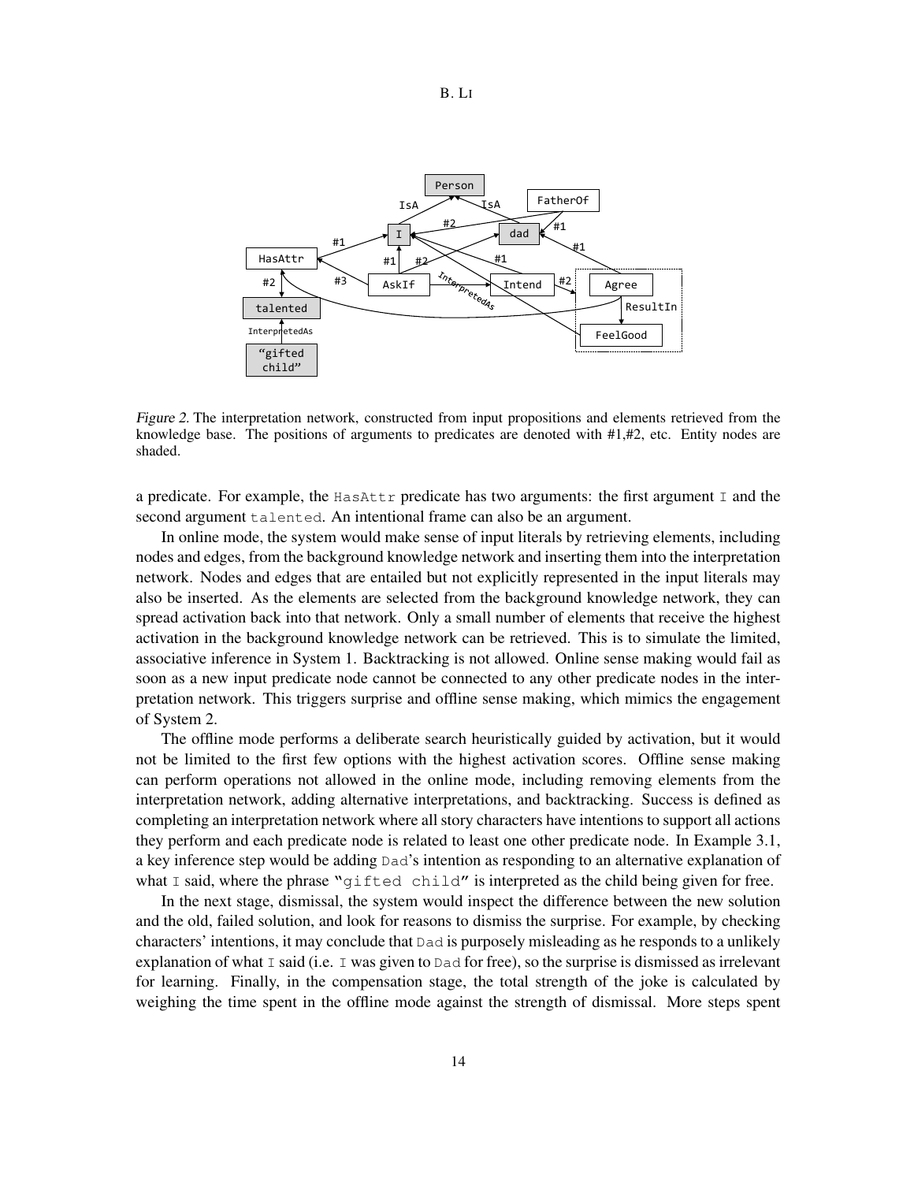Figure 2. The interpretation network, constructed from input propositions and elements retrieved from the knowledge base. The positions of arguments to predicates are denoted with #1,#2, etc. Entity nodes are shaded.

a predicate. For example, the `HasAttr` predicate has two arguments: the first argument `I` and the second argument `talented`. An intentional frame can also be an argument.

In online mode, the system would make sense of input literals by retrieving elements, including nodes and edges, from the background knowledge network and inserting them into the interpretation network. Nodes and edges that are entailed but not explicitly represented in the input literals may also be inserted. As the elements are selected from the background knowledge network, they can spread activation back into that network. Only a small number of elements that receive the highest activation in the background knowledge network can be retrieved. This is to simulate the limited, associative inference in System 1. Backtracking is not allowed. Online sense making would fail as soon as a new input predicate node cannot be connected to any other predicate nodes in the interpretation network. This triggers surprise and offline sense making, which mimics the engagement of System 2.

The offline mode performs a deliberate search heuristically guided by activation, but it would not be limited to the first few options with the highest activation scores. Offline sense making can perform operations not allowed in the online mode, including removing elements from the interpretation network, adding alternative interpretations, and backtracking. Success is defined as completing an interpretation network where all story characters have intentions to support all actions they perform and each predicate node is related to least one other predicate node. In Example 3.1, a key inference step would be adding `Dad`'s intention as responding to an alternative explanation of what `I` said, where the phrase `"gifted child"` is interpreted as the child being given for free.

In the next stage, dismissal, the system would inspect the difference between the new solution and the old, failed solution, and look for reasons to dismiss the surprise. For example, by checking characters' intentions, it may conclude that `Dad` is purposely misleading as he responds to a unlikely explanation of what `I` said (i.e. `I` was given to `Dad` for free), so the surprise is dismissed as irrelevant for learning. Finally, in the compensation stage, the total strength of the joke is calculated by weighing the time spent in the offline mode against the strength of dismissal. More steps spent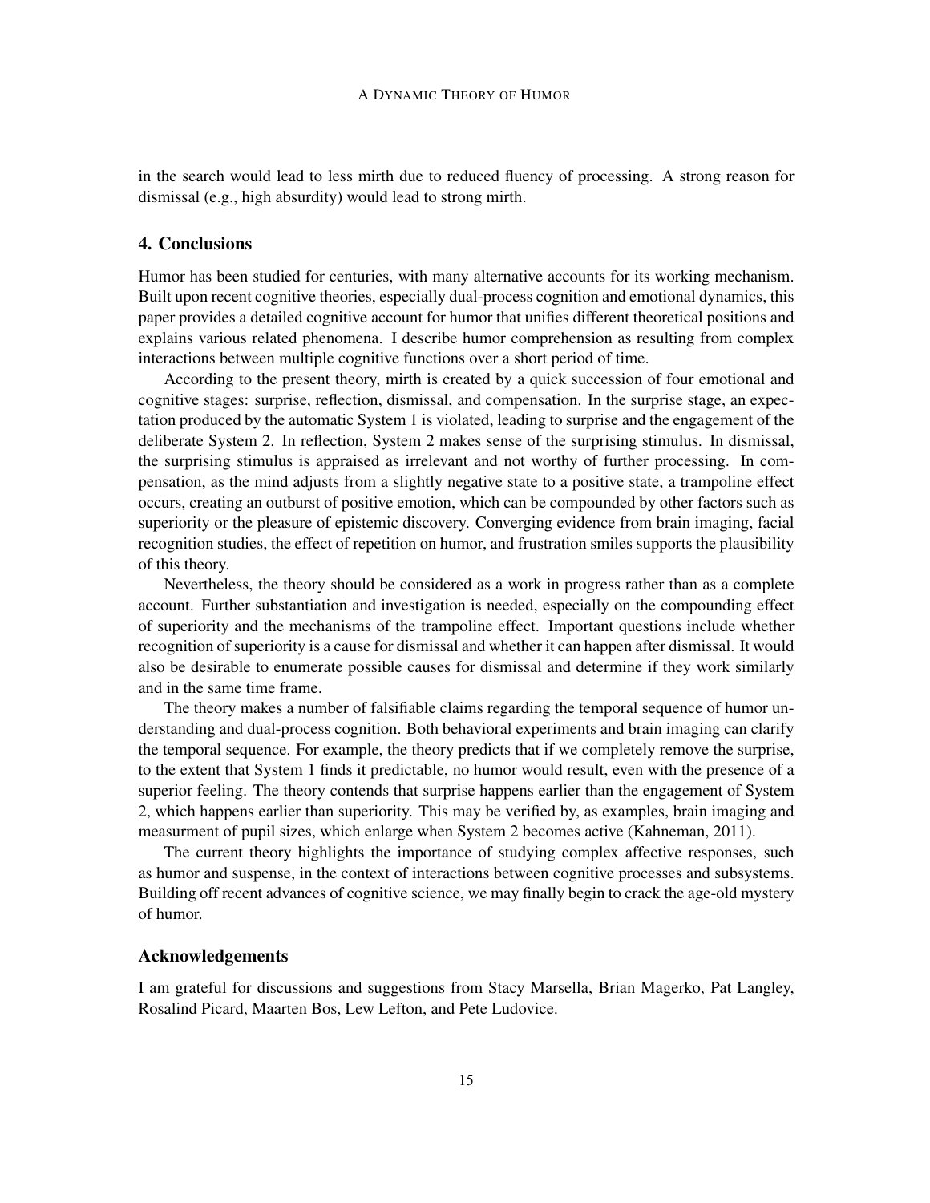in the search would lead to less mirth due to reduced fluency of processing. A strong reason for dismissal (e.g., high absurdity) would lead to strong mirth.

## 4. Conclusions

Humor has been studied for centuries, with many alternative accounts for its working mechanism. Built upon recent cognitive theories, especially dual-process cognition and emotional dynamics, this paper provides a detailed cognitive account for humor that unifies different theoretical positions and explains various related phenomena. I describe humor comprehension as resulting from complex interactions between multiple cognitive functions over a short period of time.

According to the present theory, mirth is created by a quick succession of four emotional and cognitive stages: surprise, reflection, dismissal, and compensation. In the surprise stage, an expectation produced by the automatic System 1 is violated, leading to surprise and the engagement of the deliberate System 2. In reflection, System 2 makes sense of the surprising stimulus. In dismissal, the surprising stimulus is appraised as irrelevant and not worthy of further processing. In compensation, as the mind adjusts from a slightly negative state to a positive state, a trampoline effect occurs, creating an outburst of positive emotion, which can be compounded by other factors such as superiority or the pleasure of epistemic discovery. Converging evidence from brain imaging, facial recognition studies, the effect of repetition on humor, and frustration smiles supports the plausibility of this theory.

Nevertheless, the theory should be considered as a work in progress rather than as a complete account. Further substantiation and investigation is needed, especially on the compounding effect of superiority and the mechanisms of the trampoline effect. Important questions include whether recognition of superiority is a cause for dismissal and whether it can happen after dismissal. It would also be desirable to enumerate possible causes for dismissal and determine if they work similarly and in the same time frame.

The theory makes a number of falsifiable claims regarding the temporal sequence of humor understanding and dual-process cognition. Both behavioral experiments and brain imaging can clarify the temporal sequence. For example, the theory predicts that if we completely remove the surprise, to the extent that System 1 finds it predictable, no humor would result, even with the presence of a superior feeling. The theory contends that surprise happens earlier than the engagement of System 2, which happens earlier than superiority. This may be verified by, as examples, brain imaging and measurment of pupil sizes, which enlarge when System 2 becomes active (Kahneman, 2011).

The current theory highlights the importance of studying complex affective responses, such as humor and suspense, in the context of interactions between cognitive processes and subsystems. Building off recent advances of cognitive science, we may finally begin to crack the age-old mystery of humor.

## Acknowledgements

I am grateful for discussions and suggestions from Stacy Marsella, Brian Magerko, Pat Langley, Rosalind Picard, Maarten Bos, Lew Lefton, and Pete Ludovice.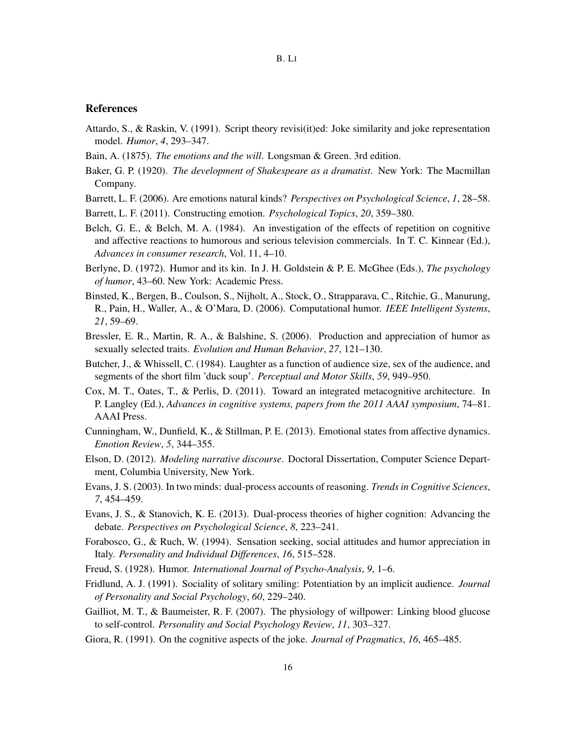## References

Attardo, S., & Raskin, V. (1991). Script theory revisi(it)ed: Joke similarity and joke representation model. *Humor*, *4*, 293–347.

Bain, A. (1875). *The emotions and the will*. Longsman & Green. 3rd edition.

Baker, G. P. (1920). *The development of Shakespeare as a dramatist*. New York: The Macmillan Company.

Barrett, L. F. (2006). Are emotions natural kinds? *Perspectives on Psychological Science*, *1*, 28–58.

Barrett, L. F. (2011). Constructing emotion. *Psychological Topics*, *20*, 359–380.

Belch, G. E., & Belch, M. A. (1984). An investigation of the effects of repetition on cognitive and affective reactions to humorous and serious television commercials. In T. C. Kinnear (Ed.), *Advances in consumer research*, Vol. 11, 4–10.

Berlyne, D. (1972). Humor and its kin. In J. H. Goldstein & P. E. McGhee (Eds.), *The psychology of humor*, 43–60. New York: Academic Press.

Binsted, K., Bergen, B., Coulson, S., Nijholt, A., Stock, O., Strapparava, C., Ritchie, G., Manurung, R., Pain, H., Waller, A., & O'Mara, D. (2006). Computational humor. *IEEE Intelligent Systems*, *21*, 59–69.

Bressler, E. R., Martin, R. A., & Balshine, S. (2006). Production and appreciation of humor as sexually selected traits. *Evolution and Human Behavior*, *27*, 121–130.

Butcher, J., & Whissell, C. (1984). Laughter as a function of audience size, sex of the audience, and segments of the short film 'duck soup'. *Perceptual and Motor Skills*, *59*, 949–950.

Cox, M. T., Oates, T., & Perlis, D. (2011). Toward an integrated metacognitive architecture. In P. Langley (Ed.), *Advances in cognitive systems, papers from the 2011 AAAI symposium*, 74–81. AAAI Press.

Cunningham, W., Dunfield, K., & Stillman, P. E. (2013). Emotional states from affective dynamics. *Emotion Review*, *5*, 344–355.

Elson, D. (2012). *Modeling narrative discourse*. Doctoral Dissertation, Computer Science Department, Columbia University, New York.

Evans, J. S. (2003). In two minds: dual-process accounts of reasoning. *Trends in Cognitive Sciences*, *7*, 454–459.

Evans, J. S., & Stanovich, K. E. (2013). Dual-process theories of higher cognition: Advancing the debate. *Perspectives on Psychological Science*, *8*, 223–241.

Forabosco, G., & Ruch, W. (1994). Sensation seeking, social attitudes and humor appreciation in Italy. *Personality and Individual Differences*, *16*, 515–528.

Freud, S. (1928). Humor. *International Journal of Psycho-Analysis*, *9*, 1–6.

Fridlund, A. J. (1991). Sociality of solitary smiling: Potentiation by an implicit audience. *Journal of Personality and Social Psychology*, *60*, 229–240.

Gailliot, M. T., & Baumeister, R. F. (2007). The physiology of willpower: Linking blood glucose to self-control. *Personality and Social Psychology Review*, *11*, 303–327.

Giora, R. (1991). On the cognitive aspects of the joke. *Journal of Pragmatics*, *16*, 465–485.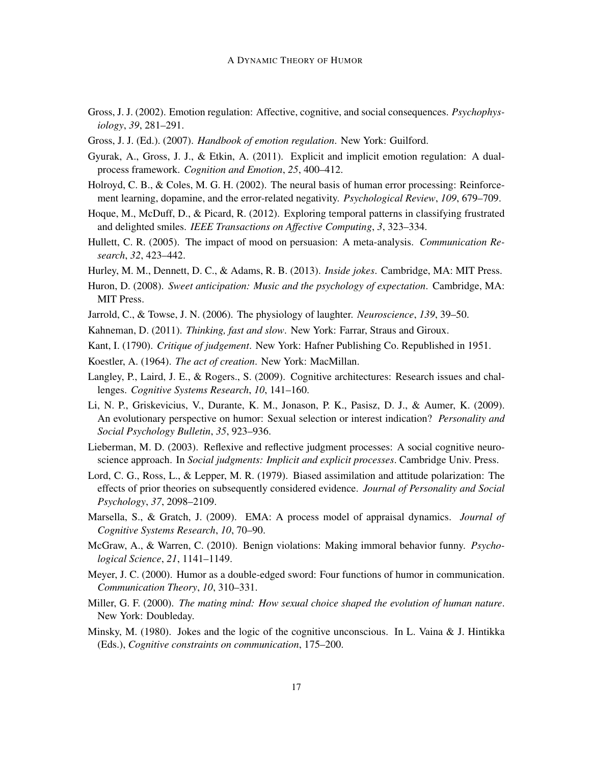Gross, J. J. (2002). Emotion regulation: Affective, cognitive, and social consequences. *Psychophysiology*, *39*, 281–291.

Gross, J. J. (Ed.). (2007). *Handbook of emotion regulation*. New York: Guilford.

Gyurak, A., Gross, J. J., & Etkin, A. (2011). Explicit and implicit emotion regulation: A dual-process framework. *Cognition and Emotion*, *25*, 400–412.

Holroyd, C. B., & Coles, M. G. H. (2002). The neural basis of human error processing: Reinforcement learning, dopamine, and the error-related negativity. *Psychological Review*, *109*, 679–709.

Hoque, M., McDuff, D., & Picard, R. (2012). Exploring temporal patterns in classifying frustrated and delighted smiles. *IEEE Transactions on Affective Computing*, *3*, 323–334.

Hullett, C. R. (2005). The impact of mood on persuasion: A meta-analysis. *Communication Research*, *32*, 423–442.

Hurley, M. M., Dennett, D. C., & Adams, R. B. (2013). *Inside jokes*. Cambridge, MA: MIT Press.

Huron, D. (2008). *Sweet anticipation: Music and the psychology of expectation*. Cambridge, MA: MIT Press.

Jarrold, C., & Towse, J. N. (2006). The physiology of laughter. *Neuroscience*, *139*, 39–50.

Kahneman, D. (2011). *Thinking, fast and slow*. New York: Farrar, Straus and Giroux.

Kant, I. (1790). *Critique of judgement*. New York: Hafner Publishing Co. Republished in 1951.

Koestler, A. (1964). *The act of creation*. New York: MacMillan.

Langley, P., Laird, J. E., & Rogers., S. (2009). Cognitive architectures: Research issues and challenges. *Cognitive Systems Research*, *10*, 141–160.

Li, N. P., Griskevicius, V., Durante, K. M., Jonason, P. K., Pasisz, D. J., & Aumer, K. (2009). An evolutionary perspective on humor: Sexual selection or interest indication? *Personality and Social Psychology Bulletin*, *35*, 923–936.

Lieberman, M. D. (2003). Reflexive and reflective judgment processes: A social cognitive neuroscience approach. In *Social judgments: Implicit and explicit processes*. Cambridge Univ. Press.

Lord, C. G., Ross, L., & Lepper, M. R. (1979). Biased assimilation and attitude polarization: The effects of prior theories on subsequently considered evidence. *Journal of Personality and Social Psychology*, *37*, 2098–2109.

Marsella, S., & Gratch, J. (2009). EMA: A process model of appraisal dynamics. *Journal of Cognitive Systems Research*, *10*, 70–90.

McGraw, A., & Warren, C. (2010). Benign violations: Making immoral behavior funny. *Psychological Science*, *21*, 1141–1149.

Meyer, J. C. (2000). Humor as a double-edged sword: Four functions of humor in communication. *Communication Theory*, *10*, 310–331.

Miller, G. F. (2000). *The mating mind: How sexual choice shaped the evolution of human nature*. New York: Doubleday.

Minsky, M. (1980). Jokes and the logic of the cognitive unconscious. In L. Vaina & J. Hintikka (Eds.), *Cognitive constraints on communication*, 175–200.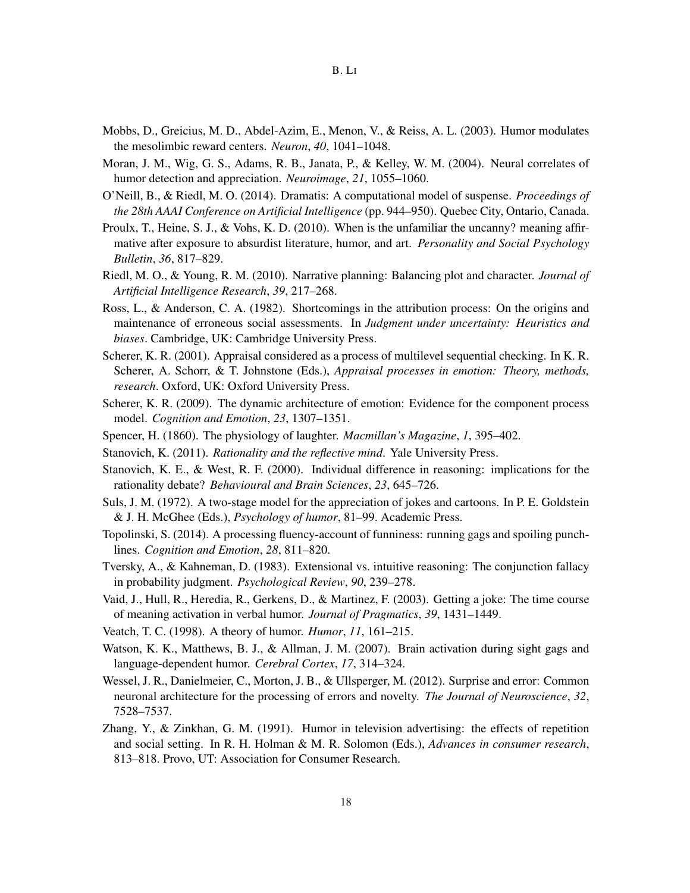Mobbs, D., Greicius, M. D., Abdel-Azim, E., Menon, V., & Reiss, A. L. (2003). Humor modulates the mesolimbic reward centers. *Neuron*, *40*, 1041–1048.

Moran, J. M., Wig, G. S., Adams, R. B., Janata, P., & Kelley, W. M. (2004). Neural correlates of humor detection and appreciation. *Neuroimage*, *21*, 1055–1060.

O'Neill, B., & Riedl, M. O. (2014). Dramatis: A computational model of suspense. *Proceedings of the 28th AAAI Conference on Artificial Intelligence* (pp. 944–950). Quebec City, Ontario, Canada.

Proulx, T., Heine, S. J., & Vohs, K. D. (2010). When is the unfamiliar the uncanny? meaning affirmative after exposure to absurdist literature, humor, and art. *Personality and Social Psychology Bulletin*, *36*, 817–829.

Riedl, M. O., & Young, R. M. (2010). Narrative planning: Balancing plot and character. *Journal of Artificial Intelligence Research*, *39*, 217–268.

Ross, L., & Anderson, C. A. (1982). Shortcomings in the attribution process: On the origins and maintenance of erroneous social assessments. In *Judgment under uncertainty: Heuristics and biases*. Cambridge, UK: Cambridge University Press.

Scherer, K. R. (2001). Appraisal considered as a process of multilevel sequential checking. In K. R. Scherer, A. Schorr, & T. Johnstone (Eds.), *Appraisal processes in emotion: Theory, methods, research*. Oxford, UK: Oxford University Press.

Scherer, K. R. (2009). The dynamic architecture of emotion: Evidence for the component process model. *Cognition and Emotion*, *23*, 1307–1351.

Spencer, H. (1860). The physiology of laughter. *Macmillan's Magazine*, *1*, 395–402.

Stanovich, K. (2011). *Rationality and the reflective mind*. Yale University Press.

Stanovich, K. E., & West, R. F. (2000). Individual difference in reasoning: implications for the rationality debate? *Behavioural and Brain Sciences*, *23*, 645–726.

Suls, J. M. (1972). A two-stage model for the appreciation of jokes and cartoons. In P. E. Goldstein & J. H. McGhee (Eds.), *Psychology of humor*, 81–99. Academic Press.

Topolinski, S. (2014). A processing fluency-account of funniness: running gags and spoiling punchlines. *Cognition and Emotion*, *28*, 811–820.

Tversky, A., & Kahneman, D. (1983). Extensional vs. intuitive reasoning: The conjunction fallacy in probability judgment. *Psychological Review*, *90*, 239–278.

Vaid, J., Hull, R., Heredia, R., Gerkens, D., & Martinez, F. (2003). Getting a joke: The time course of meaning activation in verbal humor. *Journal of Pragmatics*, *39*, 1431–1449.

Veatch, T. C. (1998). A theory of humor. *Humor*, *11*, 161–215.

Watson, K. K., Matthews, B. J., & Allman, J. M. (2007). Brain activation during sight gags and language-dependent humor. *Cerebral Cortex*, *17*, 314–324.

Wessel, J. R., Danielmeier, C., Morton, J. B., & Ullsperger, M. (2012). Surprise and error: Common neuronal architecture for the processing of errors and novelty. *The Journal of Neuroscience*, *32*, 7528–7537.

Zhang, Y., & Zinkhan, G. M. (1991). Humor in television advertising: the effects of repetition and social setting. In R. H. Holman & M. R. Solomon (Eds.), *Advances in consumer research*, 813–818. Provo, UT: Association for Consumer Research.